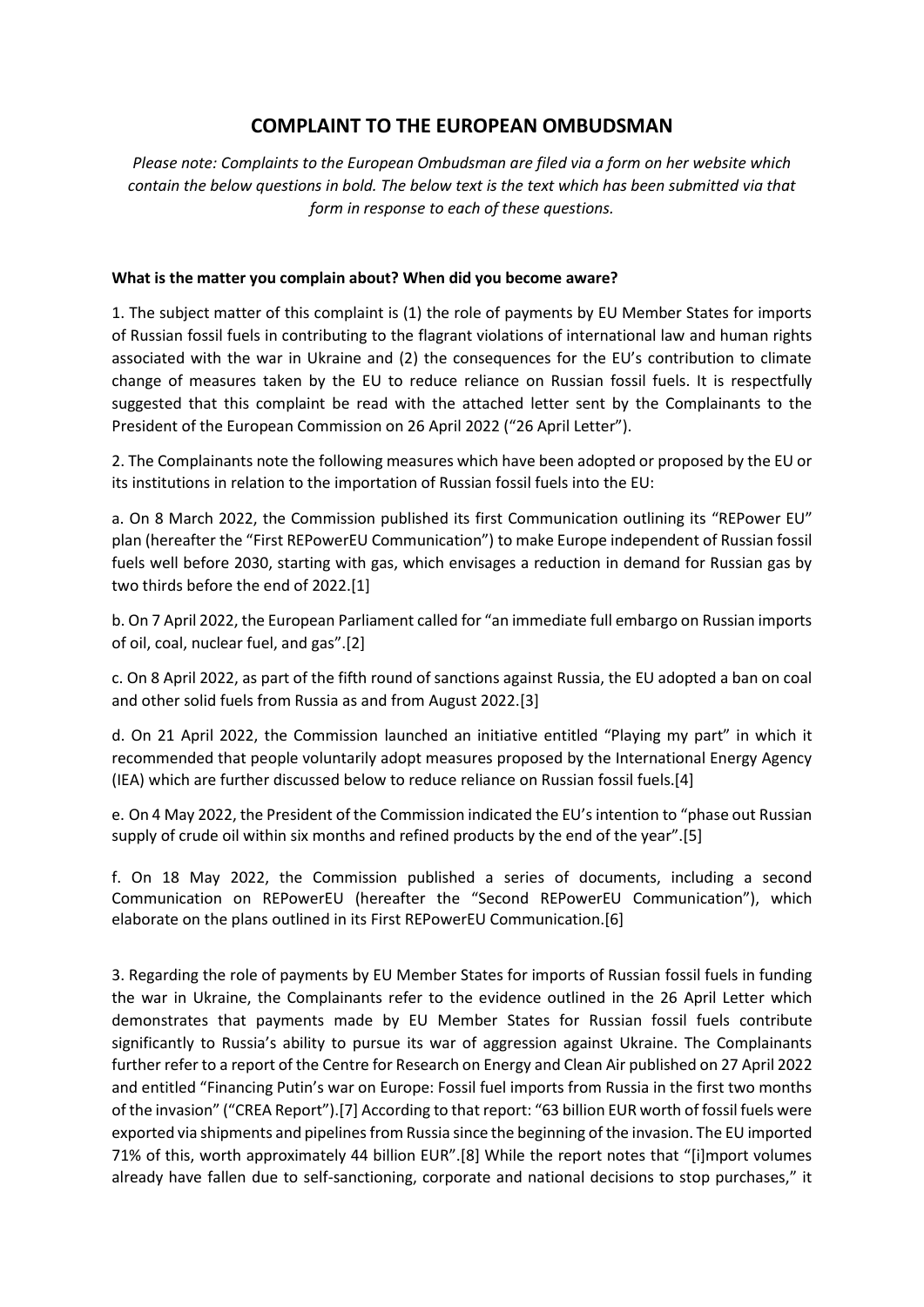# COMPLAINT TO THE EUROPEAN OMBUDSMAN

*Please note: Complaints to the European Ombudsman are filed via a form on her website which contain the below questions in bold. The below text is the text which has been submitted via that form in response to each of these questions.*

**What is the matter you complain about? When did you become aware?**

1. The subject matter of this complaint is (1) the role of payments by EU Member States for imports of Russian fossil fuels in contributing to the flagrant violations of international law and human rights associated with the war in Ukraine and (2) the consequences for the EU's contribution to climate change of measures taken by the EU to reduce reliance on Russian fossil fuels. It is respectfully suggested that this complaint be read with the attached letter sent by the Complainants to the President of the European Commission on 26 April 2022 ("26 April Letter").

2. The Complainants note the following measures which have been adopted or proposed by the EU or its institutions in relation to the importation of Russian fossil fuels into the EU:

a. On 8 March 2022, the Commission published its first Communication outlining its "REPower EU" plan (hereafter the "First REPowerEU Communication") to make Europe independent of Russian fossil fuels well before 2030, starting with gas, which envisages a reduction in demand for Russian gas by two thirds before the end of 2022.[1]

b. On 7 April 2022, the European Parliament called for "an immediate full embargo on Russian imports of oil, coal, nuclear fuel, and gas".[2]

c. On 8 April 2022, as part of the fifth round of sanctions against Russia, the EU adopted a ban on coal and other solid fuels from Russia as and from August 2022.[3]

d. On 21 April 2022, the Commission launched an initiative entitled "Playing my part" in which it recommended that people voluntarily adopt measures proposed by the International Energy Agency (IEA) which are further discussed below to reduce reliance on Russian fossil fuels.[4]

e. On 4 May 2022, the President of the Commission indicated the EU's intention to "phase out Russian supply of crude oil within six months and refined products by the end of the year".[5]

f. On 18 May 2022, the Commission published a series of documents, including a second Communication on REPowerEU (hereafter the "Second REPowerEU Communication"), which elaborate on the plans outlined in its First REPowerEU Communication.[6]

3. Regarding the role of payments by EU Member States for imports of Russian fossil fuels in funding the war in Ukraine, the Complainants refer to the evidence outlined in the 26 April Letter which demonstrates that payments made by EU Member States for Russian fossil fuels contribute significantly to Russia's ability to pursue its war of aggression against Ukraine. The Complainants further refer to a report of the Centre for Research on Energy and Clean Air published on 27 April 2022 and entitled "Financing Putin's war on Europe: Fossil fuel imports from Russia in the first two months of the invasion" ("CREA Report").[7] According to that report: "63 billion EUR worth of fossil fuels were exported via shipments and pipelines from Russia since the beginning of the invasion. The EU imported 71% of this, worth approximately 44 billion EUR".[8] While the report notes that "[i]mport volumes already have fallen due to self-sanctioning, corporate and national decisions to stop purchases," it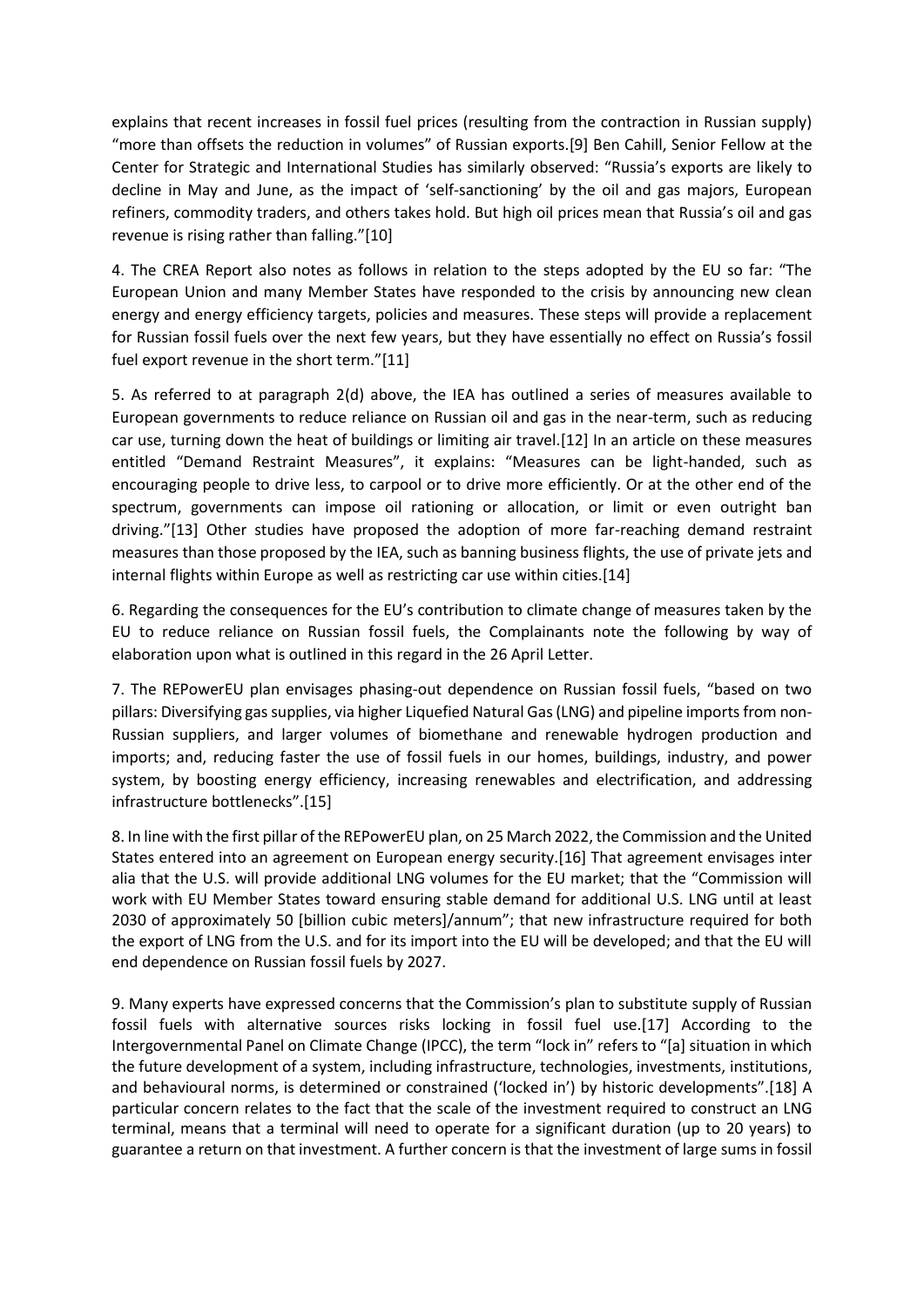explains that recent increases in fossil fuel prices (resulting from the contraction in Russian supply) "more than offsets the reduction in volumes" of Russian exports.[9] Ben Cahill, Senior Fellow at the Center for Strategic and International Studies has similarly observed: "Russia's exports are likely to decline in May and June, as the impact of 'self-sanctioning' by the oil and gas majors, European refiners, commodity traders, and others takes hold. But high oil prices mean that Russia's oil and gas revenue is rising rather than falling."[10]

4. The CREA Report also notes as follows in relation to the steps adopted by the EU so far: "The European Union and many Member States have responded to the crisis by announcing new clean energy and energy efficiency targets, policies and measures. These steps will provide a replacement for Russian fossil fuels over the next few years, but they have essentially no effect on Russia's fossil fuel export revenue in the short term."[11]

5. As referred to at paragraph 2(d) above, the IEA has outlined a series of measures available to European governments to reduce reliance on Russian oil and gas in the near-term, such as reducing car use, turning down the heat of buildings or limiting air travel.[12] In an article on these measures entitled "Demand Restraint Measures", it explains: "Measures can be light-handed, such as encouraging people to drive less, to carpool or to drive more efficiently. Or at the other end of the spectrum, governments can impose oil rationing or allocation, or limit or even outright ban driving."[13] Other studies have proposed the adoption of more far-reaching demand restraint measures than those proposed by the IEA, such as banning business flights, the use of private jets and internal flights within Europe as well as restricting car use within cities.[14]

6. Regarding the consequences for the EU's contribution to climate change of measures taken by the EU to reduce reliance on Russian fossil fuels, the Complainants note the following by way of elaboration upon what is outlined in this regard in the 26 April Letter.

7. The REPowerEU plan envisages phasing-out dependence on Russian fossil fuels, "based on two pillars: Diversifying gas supplies, via higher Liquefied Natural Gas (LNG) and pipeline imports from non-Russian suppliers, and larger volumes of biomethane and renewable hydrogen production and imports; and, reducing faster the use of fossil fuels in our homes, buildings, industry, and power system, by boosting energy efficiency, increasing renewables and electrification, and addressing infrastructure bottlenecks".[15]

8. In line with the first pillar of the REPowerEU plan, on 25 March 2022, the Commission and the United States entered into an agreement on European energy security.[16] That agreement envisages inter alia that the U.S. will provide additional LNG volumes for the EU market; that the "Commission will work with EU Member States toward ensuring stable demand for additional U.S. LNG until at least 2030 of approximately 50 [billion cubic meters]/annum"; that new infrastructure required for both the export of LNG from the U.S. and for its import into the EU will be developed; and that the EU will end dependence on Russian fossil fuels by 2027.

9. Many experts have expressed concerns that the Commission's plan to substitute supply of Russian fossil fuels with alternative sources risks locking in fossil fuel use.[17] According to the Intergovernmental Panel on Climate Change (IPCC), the term "lock in" refers to "[a] situation in which the future development of a system, including infrastructure, technologies, investments, institutions, and behavioural norms, is determined or constrained ('locked in') by historic developments".[18] A particular concern relates to the fact that the scale of the investment required to construct an LNG terminal, means that a terminal will need to operate for a significant duration (up to 20 years) to guarantee a return on that investment. A further concern is that the investment of large sums in fossil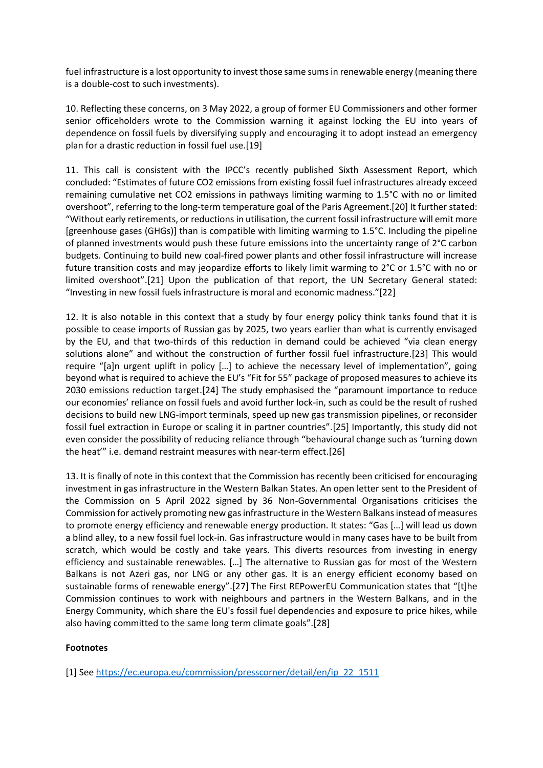fuel infrastructure is a lost opportunity to invest those same sums in renewable energy (meaning there is a double-cost to such investments).

10. Reflecting these concerns, on 3 May 2022, a group of former EU Commissioners and other former senior officeholders wrote to the Commission warning it against locking the EU into years of dependence on fossil fuels by diversifying supply and encouraging it to adopt instead an emergency plan for a drastic reduction in fossil fuel use.[19]

11. This call is consistent with the IPCC's recently published Sixth Assessment Report, which concluded: "Estimates of future CO2 emissions from existing fossil fuel infrastructures already exceed remaining cumulative net CO2 emissions in pathways limiting warming to 1.5°C with no or limited overshoot", referring to the long-term temperature goal of the Paris Agreement.[20] It further stated: "Without early retirements, or reductions in utilisation, the current fossil infrastructure will emit more [greenhouse gases (GHGs)] than is compatible with limiting warming to 1.5°C. Including the pipeline of planned investments would push these future emissions into the uncertainty range of 2°C carbon budgets. Continuing to build new coal-fired power plants and other fossil infrastructure will increase future transition costs and may jeopardize efforts to likely limit warming to 2°C or 1.5°C with no or limited overshoot".[21] Upon the publication of that report, the UN Secretary General stated: "Investing in new fossil fuels infrastructure is moral and economic madness."[22]

12. It is also notable in this context that a study by four energy policy think tanks found that it is possible to cease imports of Russian gas by 2025, two years earlier than what is currently envisaged by the EU, and that two-thirds of this reduction in demand could be achieved "via clean energy solutions alone" and without the construction of further fossil fuel infrastructure.[23] This would require "[a]n urgent uplift in policy […] to achieve the necessary level of implementation", going beyond what is required to achieve the EU's "Fit for 55" package of proposed measures to achieve its 2030 emissions reduction target.[24] The study emphasised the "paramount importance to reduce our economies' reliance on fossil fuels and avoid further lock-in, such as could be the result of rushed decisions to build new LNG-import terminals, speed up new gas transmission pipelines, or reconsider fossil fuel extraction in Europe or scaling it in partner countries".[25] Importantly, this study did not even consider the possibility of reducing reliance through "behavioural change such as 'turning down the heat'" i.e. demand restraint measures with near-term effect.[26]

13. It is finally of note in this context that the Commission has recently been criticised for encouraging investment in gas infrastructure in the Western Balkan States. An open letter sent to the President of the Commission on 5 April 2022 signed by 36 Non-Governmental Organisations criticises the Commission for actively promoting new gas infrastructure in the Western Balkans instead of measures to promote energy efficiency and renewable energy production. It states: "Gas […] will lead us down a blind alley, to a new fossil fuel lock-in. Gas infrastructure would in many cases have to be built from scratch, which would be costly and take years. This diverts resources from investing in energy efficiency and sustainable renewables. […] The alternative to Russian gas for most of the Western Balkans is not Azeri gas, nor LNG or any other gas. It is an energy efficient economy based on sustainable forms of renewable energy".[27] The First REPowerEU Communication states that "[t]he Commission continues to work with neighbours and partners in the Western Balkans, and in the Energy Community, which share the EU's fossil fuel dependencies and exposure to price hikes, while also having committed to the same long term climate goals".[28]

**Footnotes**

[1] See https://ec.europa.eu/commission/presscorner/detail/en/ip_22_1511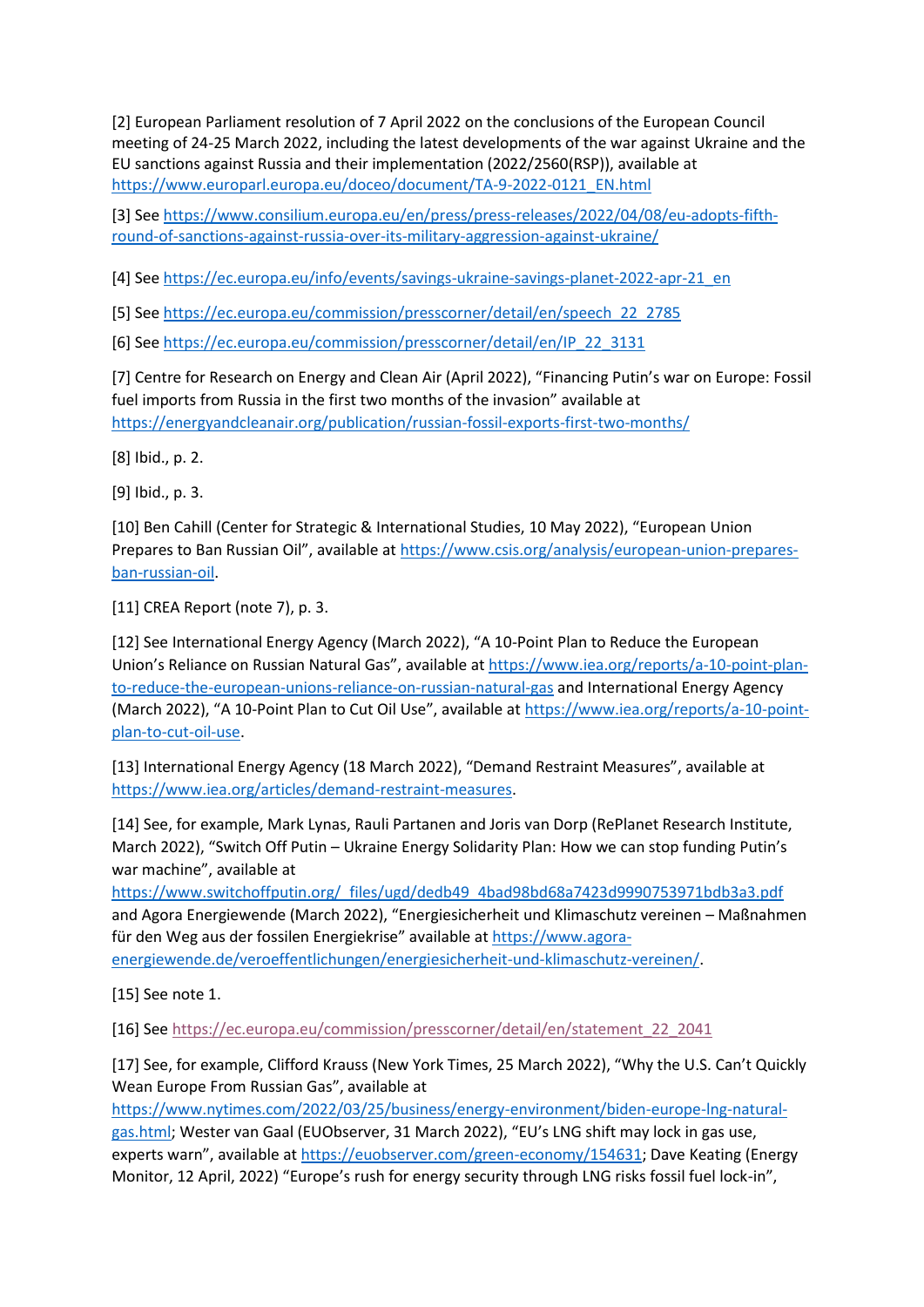[2] European Parliament resolution of 7 April 2022 on the conclusions of the European Council meeting of 24-25 March 2022, including the latest developments of the war against Ukraine and the EU sanctions against Russia and their implementation (2022/2560(RSP)), available at https://www.europarl.europa.eu/doceo/document/TA-9-2022-0121_EN.html

[3] See https://www.consilium.europa.eu/en/press/press-releases/2022/04/08/eu-adopts-fifth-round-of-sanctions-against-russia-over-its-military-aggression-against-ukraine/

[4] See https://ec.europa.eu/info/events/savings-ukraine-savings-planet-2022-apr-21_en

[5] See https://ec.europa.eu/commission/presscorner/detail/en/speech_22_2785

[6] See https://ec.europa.eu/commission/presscorner/detail/en/IP_22_3131

[7] Centre for Research on Energy and Clean Air (April 2022), "Financing Putin's war on Europe: Fossil fuel imports from Russia in the first two months of the invasion" available at https://energyandcleanair.org/publication/russian-fossil-exports-first-two-months/

[8] Ibid., p. 2.

[9] Ibid., p. 3.

[10] Ben Cahill (Center for Strategic & International Studies, 10 May 2022), "European Union Prepares to Ban Russian Oil", available at https://www.csis.org/analysis/european-union-prepares-ban-russian-oil.

[11] CREA Report (note 7), p. 3.

[12] See International Energy Agency (March 2022), "A 10-Point Plan to Reduce the European Union's Reliance on Russian Natural Gas", available at https://www.iea.org/reports/a-10-point-plan-to-reduce-the-european-unions-reliance-on-russian-natural-gas and International Energy Agency (March 2022), "A 10-Point Plan to Cut Oil Use", available at https://www.iea.org/reports/a-10-point-plan-to-cut-oil-use.

[13] International Energy Agency (18 March 2022), "Demand Restraint Measures", available at https://www.iea.org/articles/demand-restraint-measures.

[14] See, for example, Mark Lynas, Rauli Partanen and Joris van Dorp (RePlanet Research Institute, March 2022), "Switch Off Putin – Ukraine Energy Solidarity Plan: How we can stop funding Putin's war machine", available at https://www.switchoffputin.org/_files/ugd/dedb49_4bad98bd68a7423d9990753971bdb3a3.pdf and Agora Energiewende (March 2022), "Energiesicherheit und Klimaschutz vereinen – Maßnahmen für den Weg aus der fossilen Energiekrise" available at https://www.agora-energiewende.de/veroeffentlichungen/energiesicherheit-und-klimaschutz-vereinen/.

[15] See note 1.

[16] See https://ec.europa.eu/commission/presscorner/detail/en/statement_22_2041

[17] See, for example, Clifford Krauss (New York Times, 25 March 2022), "Why the U.S. Can't Quickly Wean Europe From Russian Gas", available at https://www.nytimes.com/2022/03/25/business/energy-environment/biden-europe-lng-natural-gas.html; Wester van Gaal (EUObserver, 31 March 2022), "EU's LNG shift may lock in gas use, experts warn", available at https://euobserver.com/green-economy/154631; Dave Keating (Energy Monitor, 12 April, 2022) "Europe's rush for energy security through LNG risks fossil fuel lock-in",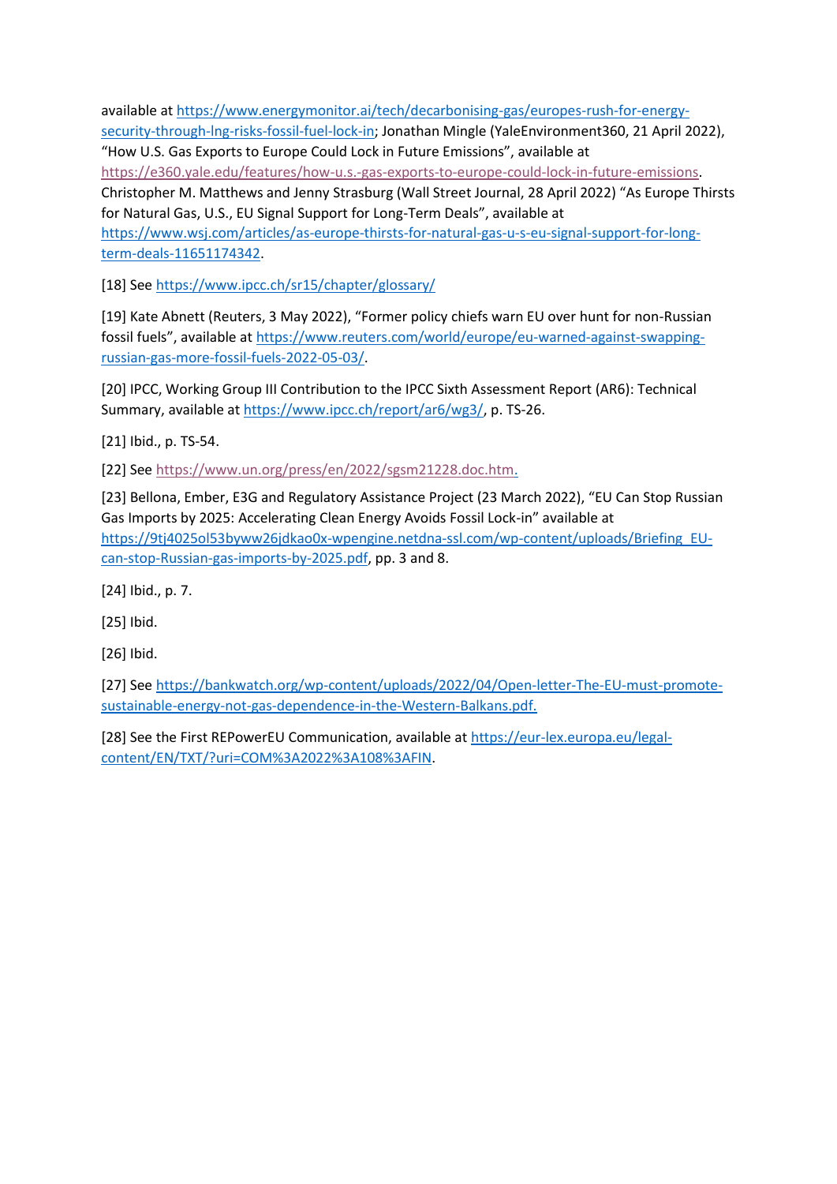available at https://www.energymonitor.ai/tech/decarbonising-gas/europes-rush-for-energy-security-through-lng-risks-fossil-fuel-lock-in; Jonathan Mingle (YaleEnvironment360, 21 April 2022), "How U.S. Gas Exports to Europe Could Lock in Future Emissions", available at https://e360.yale.edu/features/how-u.s.-gas-exports-to-europe-could-lock-in-future-emissions. Christopher M. Matthews and Jenny Strasburg (Wall Street Journal, 28 April 2022) "As Europe Thirsts for Natural Gas, U.S., EU Signal Support for Long-Term Deals", available at https://www.wsj.com/articles/as-europe-thirsts-for-natural-gas-u-s-eu-signal-support-for-long-term-deals-11651174342.

[18] See https://www.ipcc.ch/sr15/chapter/glossary/

[19] Kate Abnett (Reuters, 3 May 2022), "Former policy chiefs warn EU over hunt for non-Russian fossil fuels", available at https://www.reuters.com/world/europe/eu-warned-against-swapping-russian-gas-more-fossil-fuels-2022-05-03/.

[20] IPCC, Working Group III Contribution to the IPCC Sixth Assessment Report (AR6): Technical Summary, available at https://www.ipcc.ch/report/ar6/wg3/, p. TS-26.

[21] Ibid., p. TS-54.

[22] See https://www.un.org/press/en/2022/sgsm21228.doc.htm.

[23] Bellona, Ember, E3G and Regulatory Assistance Project (23 March 2022), "EU Can Stop Russian Gas Imports by 2025: Accelerating Clean Energy Avoids Fossil Lock-in" available at https://9tj4025ol53byww26jdkao0x-wpengine.netdna-ssl.com/wp-content/uploads/Briefing_EU-can-stop-Russian-gas-imports-by-2025.pdf, pp. 3 and 8.

[24] Ibid., p. 7.

[25] Ibid.

[26] Ibid.

[27] See https://bankwatch.org/wp-content/uploads/2022/04/Open-letter-The-EU-must-promote-sustainable-energy-not-gas-dependence-in-the-Western-Balkans.pdf.

[28] See the First REPowerEU Communication, available at https://eur-lex.europa.eu/legal-content/EN/TXT/?uri=COM%3A2022%3A108%3AFIN.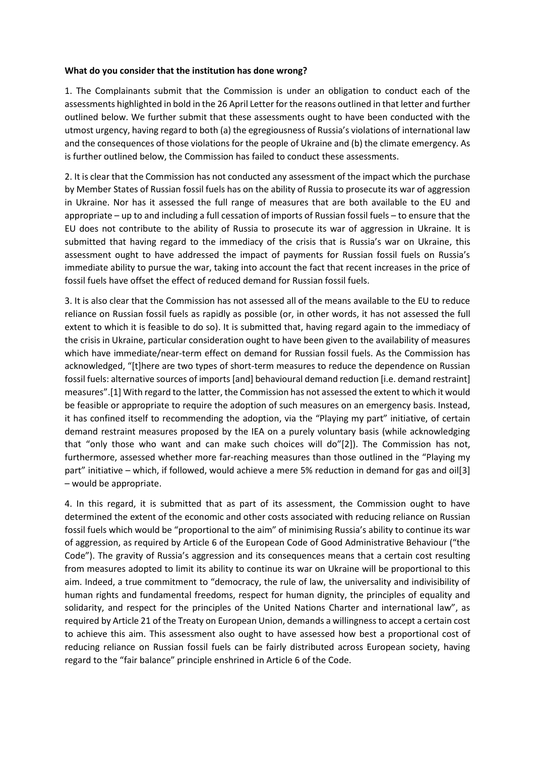**What do you consider that the institution has done wrong?**

1. The Complainants submit that the Commission is under an obligation to conduct each of the assessments highlighted in bold in the 26 April Letter for the reasons outlined in that letter and further outlined below. We further submit that these assessments ought to have been conducted with the utmost urgency, having regard to both (a) the egregiousness of Russia's violations of international law and the consequences of those violations for the people of Ukraine and (b) the climate emergency. As is further outlined below, the Commission has failed to conduct these assessments.

2. It is clear that the Commission has not conducted any assessment of the impact which the purchase by Member States of Russian fossil fuels has on the ability of Russia to prosecute its war of aggression in Ukraine. Nor has it assessed the full range of measures that are both available to the EU and appropriate – up to and including a full cessation of imports of Russian fossil fuels – to ensure that the EU does not contribute to the ability of Russia to prosecute its war of aggression in Ukraine. It is submitted that having regard to the immediacy of the crisis that is Russia's war on Ukraine, this assessment ought to have addressed the impact of payments for Russian fossil fuels on Russia's immediate ability to pursue the war, taking into account the fact that recent increases in the price of fossil fuels have offset the effect of reduced demand for Russian fossil fuels.

3. It is also clear that the Commission has not assessed all of the means available to the EU to reduce reliance on Russian fossil fuels as rapidly as possible (or, in other words, it has not assessed the full extent to which it is feasible to do so). It is submitted that, having regard again to the immediacy of the crisis in Ukraine, particular consideration ought to have been given to the availability of measures which have immediate/near-term effect on demand for Russian fossil fuels. As the Commission has acknowledged, "[t]here are two types of short-term measures to reduce the dependence on Russian fossil fuels: alternative sources of imports [and] behavioural demand reduction [i.e. demand restraint] measures".[1] With regard to the latter, the Commission has not assessed the extent to which it would be feasible or appropriate to require the adoption of such measures on an emergency basis. Instead, it has confined itself to recommending the adoption, via the "Playing my part" initiative, of certain demand restraint measures proposed by the IEA on a purely voluntary basis (while acknowledging that "only those who want and can make such choices will do"[2]). The Commission has not, furthermore, assessed whether more far-reaching measures than those outlined in the "Playing my part" initiative – which, if followed, would achieve a mere 5% reduction in demand for gas and oil[3] – would be appropriate.

4. In this regard, it is submitted that as part of its assessment, the Commission ought to have determined the extent of the economic and other costs associated with reducing reliance on Russian fossil fuels which would be "proportional to the aim" of minimising Russia's ability to continue its war of aggression, as required by Article 6 of the European Code of Good Administrative Behaviour ("the Code"). The gravity of Russia's aggression and its consequences means that a certain cost resulting from measures adopted to limit its ability to continue its war on Ukraine will be proportional to this aim. Indeed, a true commitment to "democracy, the rule of law, the universality and indivisibility of human rights and fundamental freedoms, respect for human dignity, the principles of equality and solidarity, and respect for the principles of the United Nations Charter and international law", as required by Article 21 of the Treaty on European Union, demands a willingness to accept a certain cost to achieve this aim. This assessment also ought to have assessed how best a proportional cost of reducing reliance on Russian fossil fuels can be fairly distributed across European society, having regard to the "fair balance" principle enshrined in Article 6 of the Code.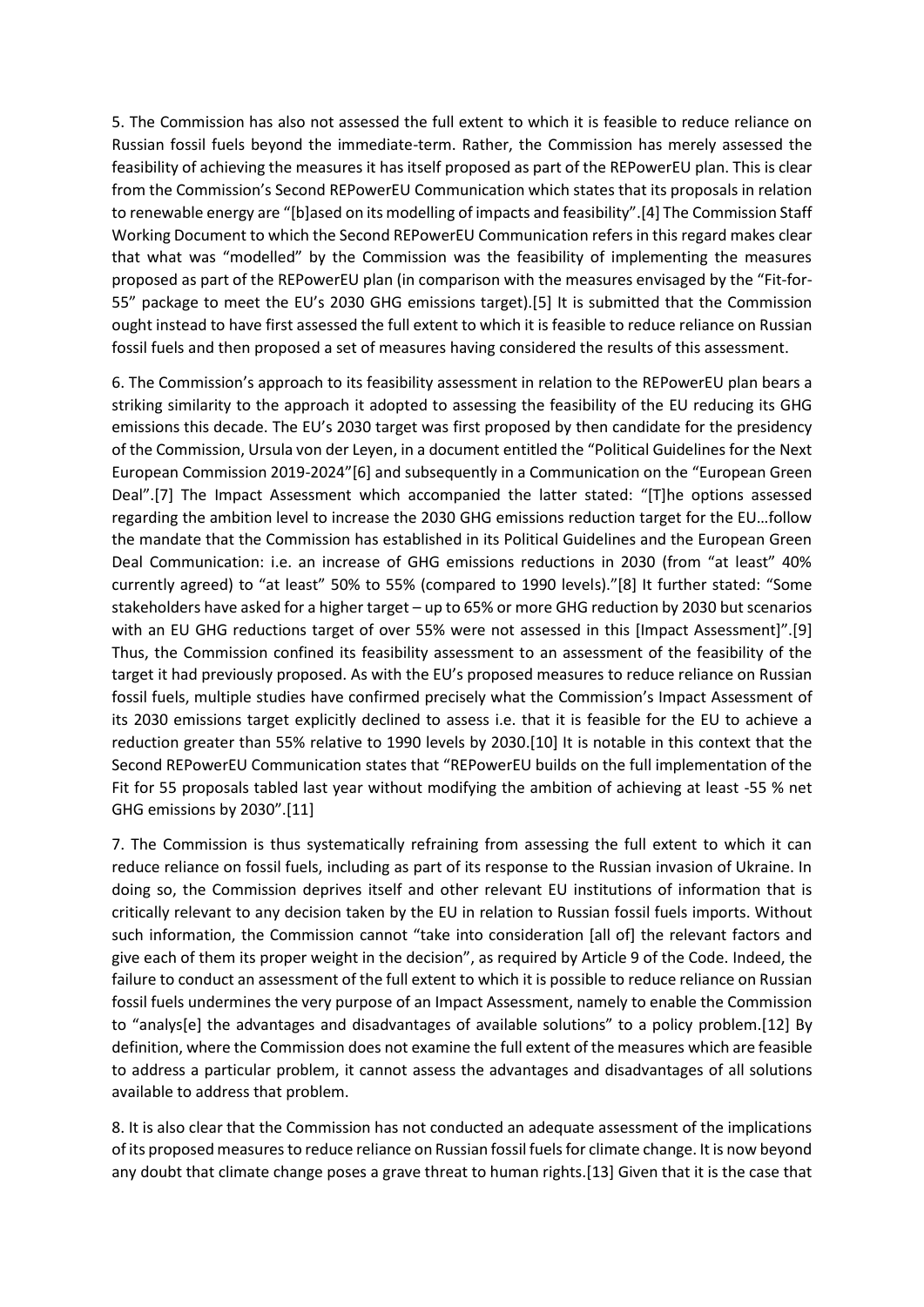5. The Commission has also not assessed the full extent to which it is feasible to reduce reliance on Russian fossil fuels beyond the immediate-term. Rather, the Commission has merely assessed the feasibility of achieving the measures it has itself proposed as part of the REPowerEU plan. This is clear from the Commission's Second REPowerEU Communication which states that its proposals in relation to renewable energy are "[b]ased on its modelling of impacts and feasibility".[4] The Commission Staff Working Document to which the Second REPowerEU Communication refers in this regard makes clear that what was "modelled" by the Commission was the feasibility of implementing the measures proposed as part of the REPowerEU plan (in comparison with the measures envisaged by the "Fit-for-55" package to meet the EU's 2030 GHG emissions target).[5] It is submitted that the Commission ought instead to have first assessed the full extent to which it is feasible to reduce reliance on Russian fossil fuels and then proposed a set of measures having considered the results of this assessment.

6. The Commission's approach to its feasibility assessment in relation to the REPowerEU plan bears a striking similarity to the approach it adopted to assessing the feasibility of the EU reducing its GHG emissions this decade. The EU's 2030 target was first proposed by then candidate for the presidency of the Commission, Ursula von der Leyen, in a document entitled the "Political Guidelines for the Next European Commission 2019-2024"[6] and subsequently in a Communication on the "European Green Deal".[7] The Impact Assessment which accompanied the latter stated: "[T]he options assessed regarding the ambition level to increase the 2030 GHG emissions reduction target for the EU…follow the mandate that the Commission has established in its Political Guidelines and the European Green Deal Communication: i.e. an increase of GHG emissions reductions in 2030 (from "at least" 40% currently agreed) to "at least" 50% to 55% (compared to 1990 levels)."[8] It further stated: "Some stakeholders have asked for a higher target – up to 65% or more GHG reduction by 2030 but scenarios with an EU GHG reductions target of over 55% were not assessed in this [Impact Assessment]".[9] Thus, the Commission confined its feasibility assessment to an assessment of the feasibility of the target it had previously proposed. As with the EU's proposed measures to reduce reliance on Russian fossil fuels, multiple studies have confirmed precisely what the Commission's Impact Assessment of its 2030 emissions target explicitly declined to assess i.e. that it is feasible for the EU to achieve a reduction greater than 55% relative to 1990 levels by 2030.[10] It is notable in this context that the Second REPowerEU Communication states that "REPowerEU builds on the full implementation of the Fit for 55 proposals tabled last year without modifying the ambition of achieving at least -55 % net GHG emissions by 2030".[11]

7. The Commission is thus systematically refraining from assessing the full extent to which it can reduce reliance on fossil fuels, including as part of its response to the Russian invasion of Ukraine. In doing so, the Commission deprives itself and other relevant EU institutions of information that is critically relevant to any decision taken by the EU in relation to Russian fossil fuels imports. Without such information, the Commission cannot "take into consideration [all of] the relevant factors and give each of them its proper weight in the decision", as required by Article 9 of the Code. Indeed, the failure to conduct an assessment of the full extent to which it is possible to reduce reliance on Russian fossil fuels undermines the very purpose of an Impact Assessment, namely to enable the Commission to "analys[e] the advantages and disadvantages of available solutions" to a policy problem.[12] By definition, where the Commission does not examine the full extent of the measures which are feasible to address a particular problem, it cannot assess the advantages and disadvantages of all solutions available to address that problem.

8. It is also clear that the Commission has not conducted an adequate assessment of the implications of its proposed measures to reduce reliance on Russian fossil fuels for climate change. It is now beyond any doubt that climate change poses a grave threat to human rights.[13] Given that it is the case that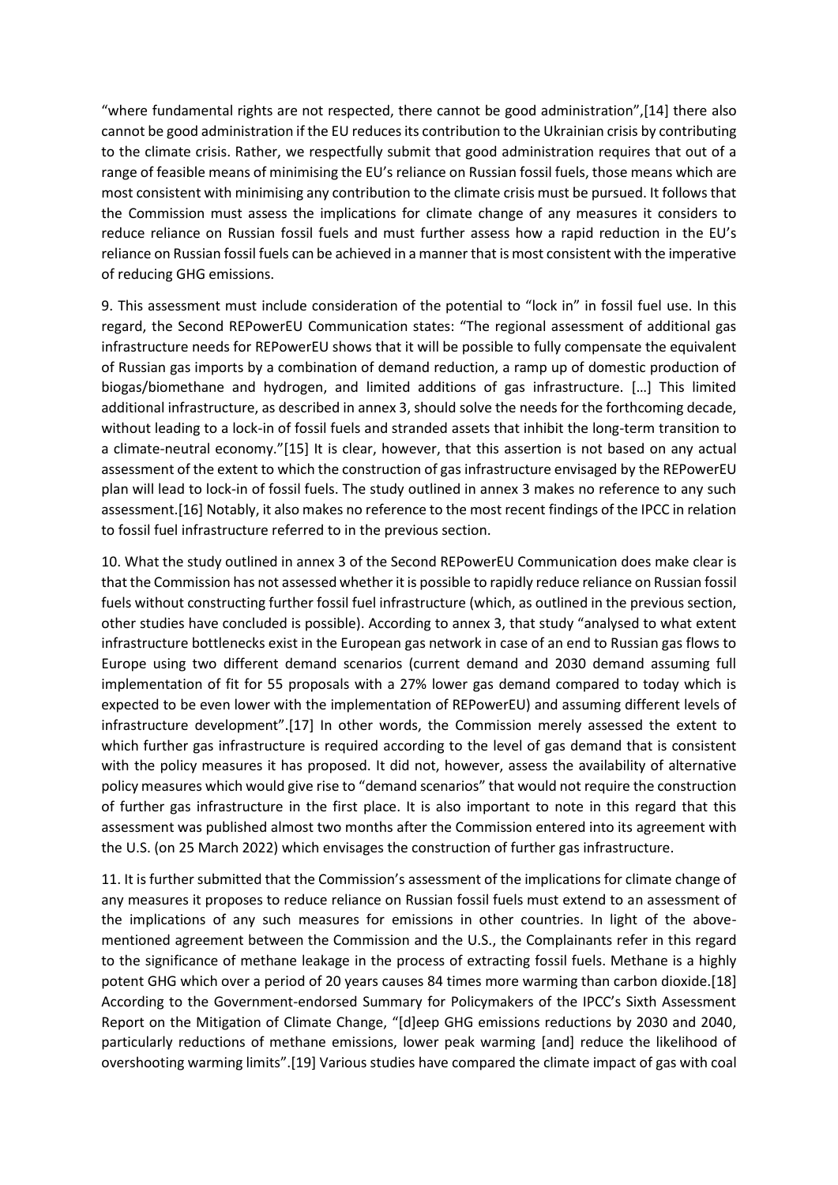"where fundamental rights are not respected, there cannot be good administration",[14] there also cannot be good administration if the EU reduces its contribution to the Ukrainian crisis by contributing to the climate crisis. Rather, we respectfully submit that good administration requires that out of a range of feasible means of minimising the EU's reliance on Russian fossil fuels, those means which are most consistent with minimising any contribution to the climate crisis must be pursued. It follows that the Commission must assess the implications for climate change of any measures it considers to reduce reliance on Russian fossil fuels and must further assess how a rapid reduction in the EU's reliance on Russian fossil fuels can be achieved in a manner that is most consistent with the imperative of reducing GHG emissions.

9. This assessment must include consideration of the potential to "lock in" in fossil fuel use. In this regard, the Second REPowerEU Communication states: "The regional assessment of additional gas infrastructure needs for REPowerEU shows that it will be possible to fully compensate the equivalent of Russian gas imports by a combination of demand reduction, a ramp up of domestic production of biogas/biomethane and hydrogen, and limited additions of gas infrastructure. […] This limited additional infrastructure, as described in annex 3, should solve the needs for the forthcoming decade, without leading to a lock-in of fossil fuels and stranded assets that inhibit the long-term transition to a climate-neutral economy."[15] It is clear, however, that this assertion is not based on any actual assessment of the extent to which the construction of gas infrastructure envisaged by the REPowerEU plan will lead to lock-in of fossil fuels. The study outlined in annex 3 makes no reference to any such assessment.[16] Notably, it also makes no reference to the most recent findings of the IPCC in relation to fossil fuel infrastructure referred to in the previous section.

10. What the study outlined in annex 3 of the Second REPowerEU Communication does make clear is that the Commission has not assessed whether it is possible to rapidly reduce reliance on Russian fossil fuels without constructing further fossil fuel infrastructure (which, as outlined in the previous section, other studies have concluded is possible). According to annex 3, that study "analysed to what extent infrastructure bottlenecks exist in the European gas network in case of an end to Russian gas flows to Europe using two different demand scenarios (current demand and 2030 demand assuming full implementation of fit for 55 proposals with a 27% lower gas demand compared to today which is expected to be even lower with the implementation of REPowerEU) and assuming different levels of infrastructure development".[17] In other words, the Commission merely assessed the extent to which further gas infrastructure is required according to the level of gas demand that is consistent with the policy measures it has proposed. It did not, however, assess the availability of alternative policy measures which would give rise to "demand scenarios" that would not require the construction of further gas infrastructure in the first place. It is also important to note in this regard that this assessment was published almost two months after the Commission entered into its agreement with the U.S. (on 25 March 2022) which envisages the construction of further gas infrastructure.

11. It is further submitted that the Commission's assessment of the implications for climate change of any measures it proposes to reduce reliance on Russian fossil fuels must extend to an assessment of the implications of any such measures for emissions in other countries. In light of the above-mentioned agreement between the Commission and the U.S., the Complainants refer in this regard to the significance of methane leakage in the process of extracting fossil fuels. Methane is a highly potent GHG which over a period of 20 years causes 84 times more warming than carbon dioxide.[18] According to the Government-endorsed Summary for Policymakers of the IPCC's Sixth Assessment Report on the Mitigation of Climate Change, "[d]eep GHG emissions reductions by 2030 and 2040, particularly reductions of methane emissions, lower peak warming [and] reduce the likelihood of overshooting warming limits".[19] Various studies have compared the climate impact of gas with coal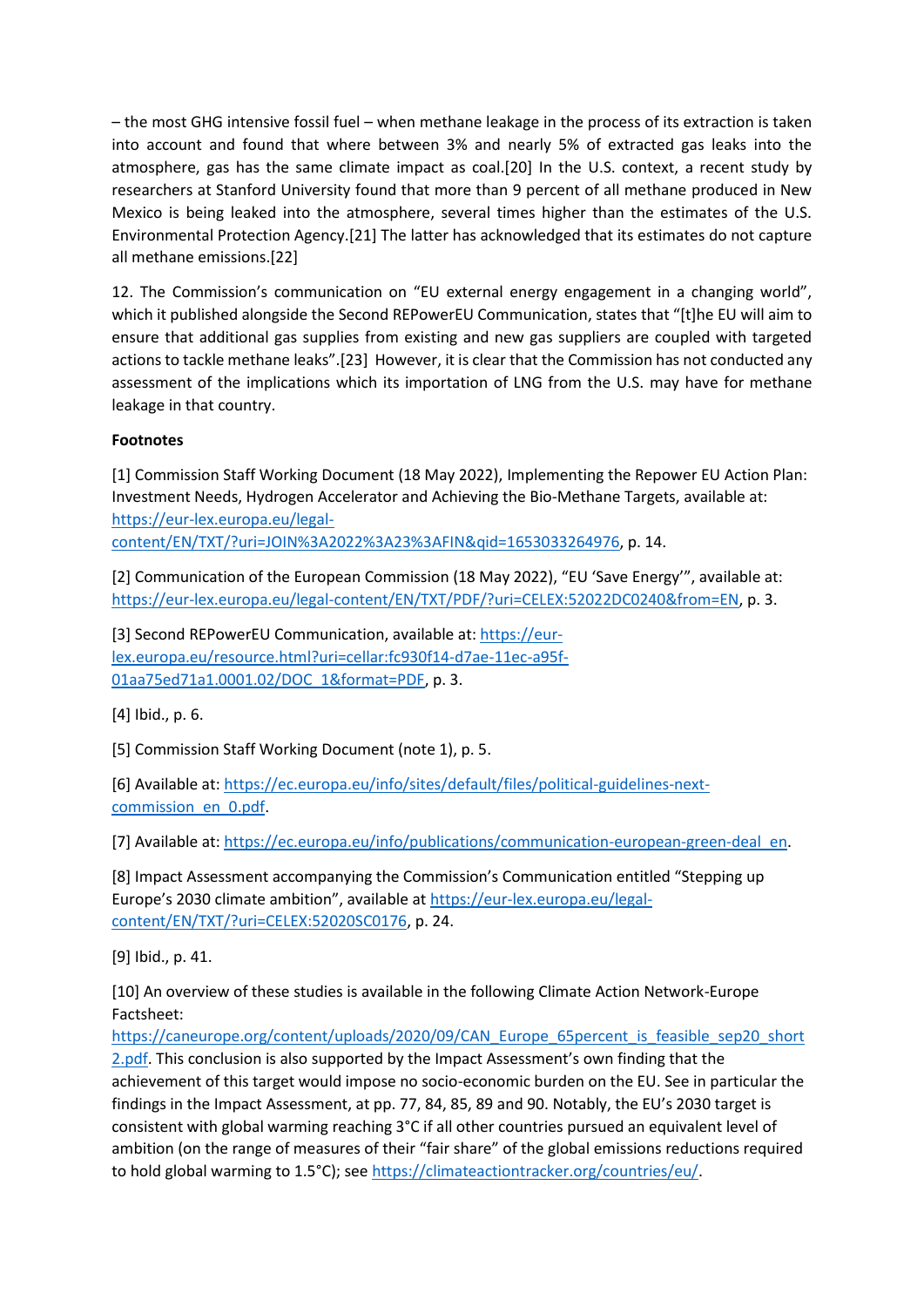– the most GHG intensive fossil fuel – when methane leakage in the process of its extraction is taken into account and found that where between 3% and nearly 5% of extracted gas leaks into the atmosphere, gas has the same climate impact as coal.[20] In the U.S. context, a recent study by researchers at Stanford University found that more than 9 percent of all methane produced in New Mexico is being leaked into the atmosphere, several times higher than the estimates of the U.S. Environmental Protection Agency.[21] The latter has acknowledged that its estimates do not capture all methane emissions.[22]

12. The Commission's communication on "EU external energy engagement in a changing world", which it published alongside the Second REPowerEU Communication, states that "[t]he EU will aim to ensure that additional gas supplies from existing and new gas suppliers are coupled with targeted actions to tackle methane leaks".[23] However, it is clear that the Commission has not conducted any assessment of the implications which its importation of LNG from the U.S. may have for methane leakage in that country.

**Footnotes**

[1] Commission Staff Working Document (18 May 2022), Implementing the Repower EU Action Plan: Investment Needs, Hydrogen Accelerator and Achieving the Bio-Methane Targets, available at: https://eur-lex.europa.eu/legal-content/EN/TXT/?uri=JOIN%3A2022%3A23%3AFIN&qid=1653033264976, p. 14.

[2] Communication of the European Commission (18 May 2022), "EU 'Save Energy'", available at: https://eur-lex.europa.eu/legal-content/EN/TXT/PDF/?uri=CELEX:52022DC0240&from=EN, p. 3.

[3] Second REPowerEU Communication, available at: https://eur-lex.europa.eu/resource.html?uri=cellar:fc930f14-d7ae-11ec-a95f-01aa75ed71a1.0001.02/DOC_1&format=PDF, p. 3.

[4] Ibid., p. 6.

[5] Commission Staff Working Document (note 1), p. 5.

[6] Available at: https://ec.europa.eu/info/sites/default/files/political-guidelines-next-commission_en_0.pdf.

[7] Available at: https://ec.europa.eu/info/publications/communication-european-green-deal_en.

[8] Impact Assessment accompanying the Commission's Communication entitled "Stepping up Europe's 2030 climate ambition", available at https://eur-lex.europa.eu/legal-content/EN/TXT/?uri=CELEX:52020SC0176, p. 24.

[9] Ibid., p. 41.

[10] An overview of these studies is available in the following Climate Action Network-Europe Factsheet: https://caneurope.org/content/uploads/2020/09/CAN_Europe_65percent_is_feasible_sep20_short2.pdf. This conclusion is also supported by the Impact Assessment's own finding that the achievement of this target would impose no socio-economic burden on the EU. See in particular the findings in the Impact Assessment, at pp. 77, 84, 85, 89 and 90. Notably, the EU's 2030 target is consistent with global warming reaching 3°C if all other countries pursued an equivalent level of ambition (on the range of measures of their "fair share" of the global emissions reductions required to hold global warming to 1.5°C); see https://climateactiontracker.org/countries/eu/.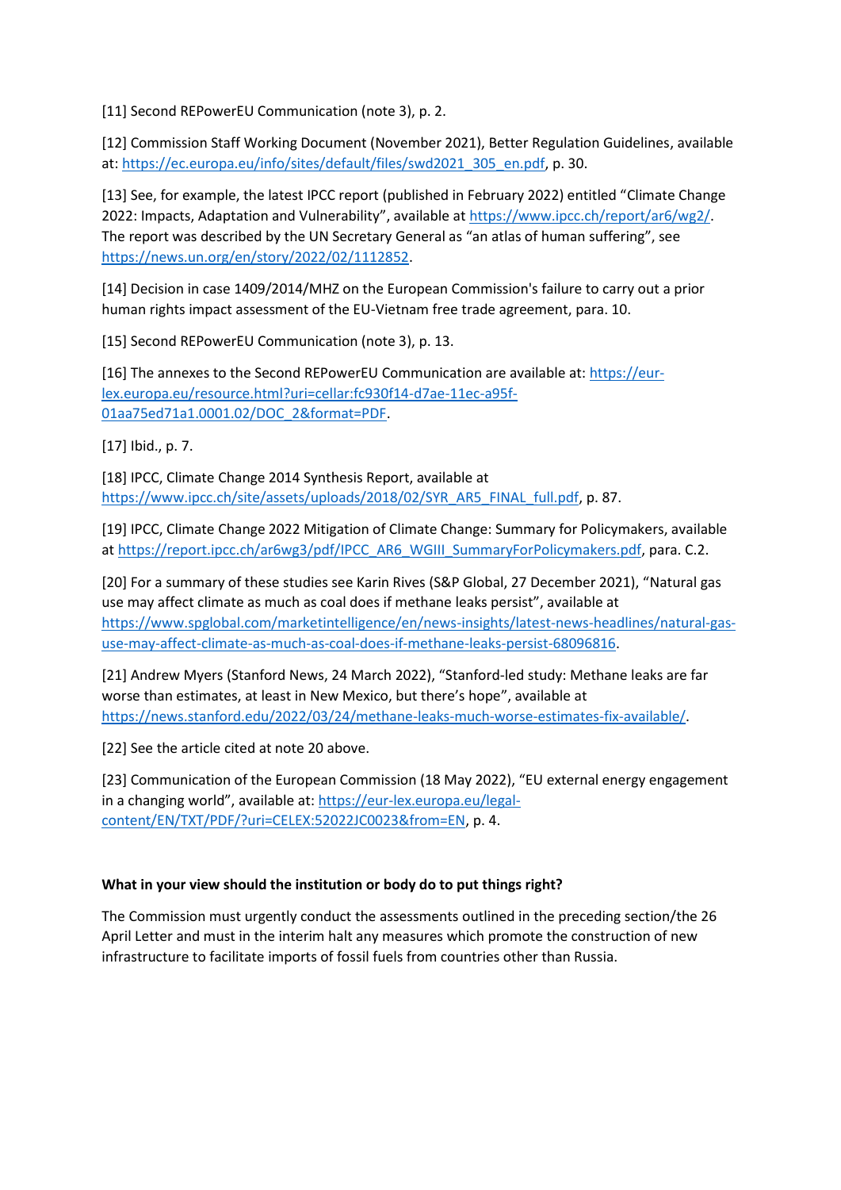[11] Second REPowerEU Communication (note 3), p. 2.

[12] Commission Staff Working Document (November 2021), Better Regulation Guidelines, available at: https://ec.europa.eu/info/sites/default/files/swd2021_305_en.pdf, p. 30.

[13] See, for example, the latest IPCC report (published in February 2022) entitled "Climate Change 2022: Impacts, Adaptation and Vulnerability", available at https://www.ipcc.ch/report/ar6/wg2/. The report was described by the UN Secretary General as "an atlas of human suffering", see https://news.un.org/en/story/2022/02/1112852.

[14] Decision in case 1409/2014/MHZ on the European Commission's failure to carry out a prior human rights impact assessment of the EU-Vietnam free trade agreement, para. 10.

[15] Second REPowerEU Communication (note 3), p. 13.

[16] The annexes to the Second REPowerEU Communication are available at: https://eur-lex.europa.eu/resource.html?uri=cellar:fc930f14-d7ae-11ec-a95f-01aa75ed71a1.0001.02/DOC_2&format=PDF.

[17] Ibid., p. 7.

[18] IPCC, Climate Change 2014 Synthesis Report, available at https://www.ipcc.ch/site/assets/uploads/2018/02/SYR_AR5_FINAL_full.pdf, p. 87.

[19] IPCC, Climate Change 2022 Mitigation of Climate Change: Summary for Policymakers, available at https://report.ipcc.ch/ar6wg3/pdf/IPCC_AR6_WGIII_SummaryForPolicymakers.pdf, para. C.2.

[20] For a summary of these studies see Karin Rives (S&P Global, 27 December 2021), "Natural gas use may affect climate as much as coal does if methane leaks persist", available at https://www.spglobal.com/marketintelligence/en/news-insights/latest-news-headlines/natural-gas-use-may-affect-climate-as-much-as-coal-does-if-methane-leaks-persist-68096816.

[21] Andrew Myers (Stanford News, 24 March 2022), "Stanford-led study: Methane leaks are far worse than estimates, at least in New Mexico, but there's hope", available at https://news.stanford.edu/2022/03/24/methane-leaks-much-worse-estimates-fix-available/.

[22] See the article cited at note 20 above.

[23] Communication of the European Commission (18 May 2022), "EU external energy engagement in a changing world", available at: https://eur-lex.europa.eu/legal-content/EN/TXT/PDF/?uri=CELEX:52022JC0023&from=EN, p. 4.

**What in your view should the institution or body do to put things right?**

The Commission must urgently conduct the assessments outlined in the preceding section/the 26 April Letter and must in the interim halt any measures which promote the construction of new infrastructure to facilitate imports of fossil fuels from countries other than Russia.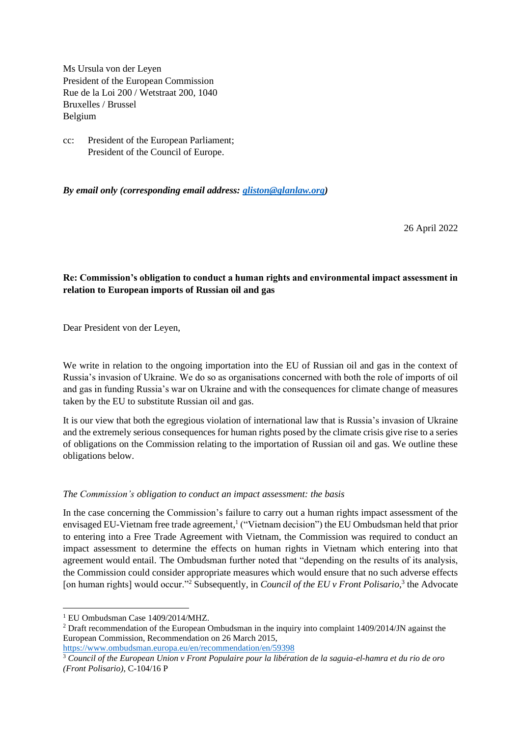Ms Ursula von der Leyen
President of the European Commission
Rue de la Loi 200 / Wetstraat 200, 1040
Bruxelles / Brussel
Belgium

cc: President of the European Parliament;
President of the Council of Europe.

***By email only (corresponding email address: [gliston@glanlaw.org](mailto:gliston@glanlaw.org))***

26 April 2022

**Re: Commission's obligation to conduct a human rights and environmental impact assessment in relation to European imports of Russian oil and gas**

Dear President von der Leyen,

We write in relation to the ongoing importation into the EU of Russian oil and gas in the context of Russia's invasion of Ukraine. We do so as organisations concerned with both the role of imports of oil and gas in funding Russia's war on Ukraine and with the consequences for climate change of measures taken by the EU to substitute Russian oil and gas.

It is our view that both the egregious violation of international law that is Russia's invasion of Ukraine and the extremely serious consequences for human rights posed by the climate crisis give rise to a series of obligations on the Commission relating to the importation of Russian oil and gas. We outline these obligations below.

*The Commission's obligation to conduct an impact assessment: the basis*

In the case concerning the Commission's failure to carry out a human rights impact assessment of the envisaged EU-Vietnam free trade agreement,[1] ("Vietnam decision") the EU Ombudsman held that prior to entering into a Free Trade Agreement with Vietnam, the Commission was required to conduct an impact assessment to determine the effects on human rights in Vietnam which entering into that agreement would entail. The Ombudsman further noted that "depending on the results of its analysis, the Commission could consider appropriate measures which would ensure that no such adverse effects [on human rights] would occur."[2] Subsequently, in *Council of the EU v Front Polisario*,[3] the Advocate

---

[1] EU Ombudsman Case 1409/2014/MHZ.

[2] Draft recommendation of the European Ombudsman in the inquiry into complaint 1409/2014/JN against the European Commission, Recommendation on 26 March 2015, https://www.ombudsman.europa.eu/en/recommendation/en/59398

[3] *Council of the European Union v Front Populaire pour la libération de la saguia-el-hamra et du rio de oro (Front Polisario)*, C-104/16 P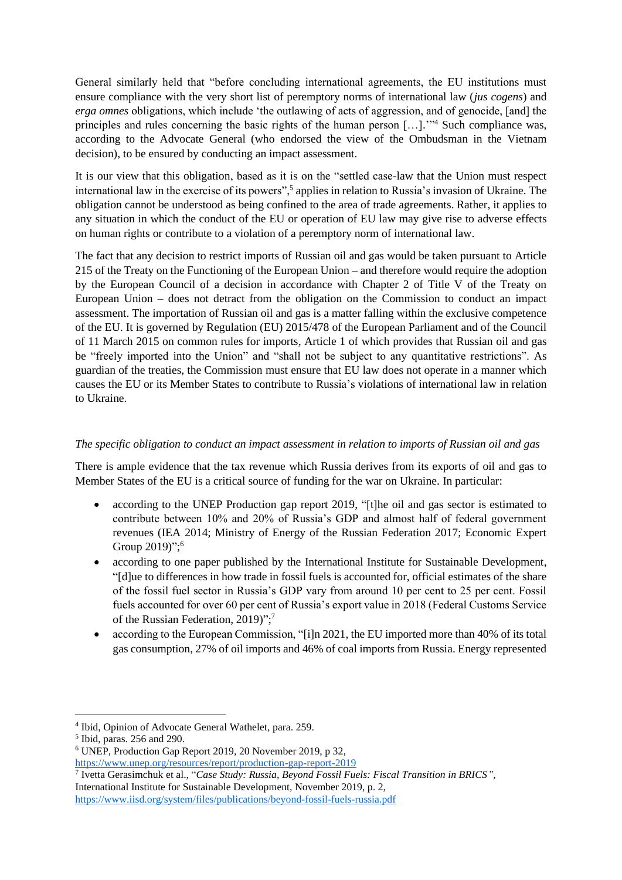General similarly held that "before concluding international agreements, the EU institutions must ensure compliance with the very short list of peremptory norms of international law (*jus cogens*) and *erga omnes* obligations, which include 'the outlawing of acts of aggression, and of genocide, [and] the principles and rules concerning the basic rights of the human person […].'"[4] Such compliance was, according to the Advocate General (who endorsed the view of the Ombudsman in the Vietnam decision), to be ensured by conducting an impact assessment.

It is our view that this obligation, based as it is on the "settled case-law that the Union must respect international law in the exercise of its powers",[5] applies in relation to Russia's invasion of Ukraine. The obligation cannot be understood as being confined to the area of trade agreements. Rather, it applies to any situation in which the conduct of the EU or operation of EU law may give rise to adverse effects on human rights or contribute to a violation of a peremptory norm of international law.

The fact that any decision to restrict imports of Russian oil and gas would be taken pursuant to Article 215 of the Treaty on the Functioning of the European Union – and therefore would require the adoption by the European Council of a decision in accordance with Chapter 2 of Title V of the Treaty on European Union – does not detract from the obligation on the Commission to conduct an impact assessment. The importation of Russian oil and gas is a matter falling within the exclusive competence of the EU. It is governed by Regulation (EU) 2015/478 of the European Parliament and of the Council of 11 March 2015 on common rules for imports, Article 1 of which provides that Russian oil and gas be "freely imported into the Union" and "shall not be subject to any quantitative restrictions". As guardian of the treaties, the Commission must ensure that EU law does not operate in a manner which causes the EU or its Member States to contribute to Russia's violations of international law in relation to Ukraine.

*The specific obligation to conduct an impact assessment in relation to imports of Russian oil and gas*

There is ample evidence that the tax revenue which Russia derives from its exports of oil and gas to Member States of the EU is a critical source of funding for the war on Ukraine. In particular:

- according to the UNEP Production gap report 2019, "[t]he oil and gas sector is estimated to contribute between 10% and 20% of Russia's GDP and almost half of federal government revenues (IEA 2014; Ministry of Energy of the Russian Federation 2017; Economic Expert Group 2019)";[6]
- according to one paper published by the International Institute for Sustainable Development, "[d]ue to differences in how trade in fossil fuels is accounted for, official estimates of the share of the fossil fuel sector in Russia's GDP vary from around 10 per cent to 25 per cent. Fossil fuels accounted for over 60 per cent of Russia's export value in 2018 (Federal Customs Service of the Russian Federation, 2019)";[7]
- according to the European Commission, "[i]n 2021, the EU imported more than 40% of its total gas consumption, 27% of oil imports and 46% of coal imports from Russia. Energy represented

---

[4] Ibid, Opinion of Advocate General Wathelet, para. 259.

[5] Ibid, paras. 256 and 290.

[6] UNEP, Production Gap Report 2019, 20 November 2019, p 32, https://www.unep.org/resources/report/production-gap-report-2019

[7] Ivetta Gerasimchuk et al., "*Case Study: Russia, Beyond Fossil Fuels: Fiscal Transition in BRICS"*, International Institute for Sustainable Development, November 2019, p. 2, https://www.iisd.org/system/files/publications/beyond-fossil-fuels-russia.pdf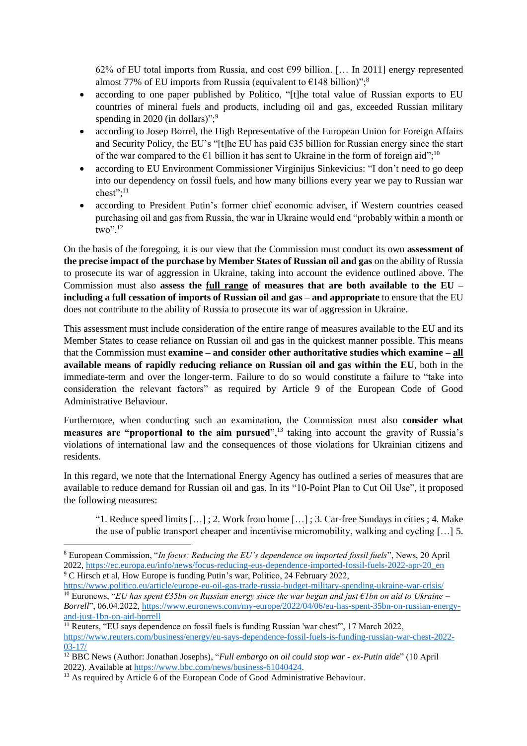62% of EU total imports from Russia, and cost €99 billion. [… In 2011] energy represented almost 77% of EU imports from Russia (equivalent to €148 billion)";[8]

- according to one paper published by Politico, "[t]he total value of Russian exports to EU countries of mineral fuels and products, including oil and gas, exceeded Russian military spending in 2020 (in dollars)";[9]
- according to Josep Borrel, the High Representative of the European Union for Foreign Affairs and Security Policy, the EU's "[t]he EU has paid €35 billion for Russian energy since the start of the war compared to the €1 billion it has sent to Ukraine in the form of foreign aid";[10]
- according to EU Environment Commissioner Virginijus Sinkevicius: "I don't need to go deep into our dependency on fossil fuels, and how many billions every year we pay to Russian war chest";[11]
- according to President Putin's former chief economic adviser, if Western countries ceased purchasing oil and gas from Russia, the war in Ukraine would end "probably within a month or two".[12]

On the basis of the foregoing, it is our view that the Commission must conduct its own **assessment of the precise impact of the purchase by Member States of Russian oil and gas** on the ability of Russia to prosecute its war of aggression in Ukraine, taking into account the evidence outlined above. The Commission must also **assess the <u>full range</u> of measures that are both available to the EU – including a full cessation of imports of Russian oil and gas – and appropriate** to ensure that the EU does not contribute to the ability of Russia to prosecute its war of aggression in Ukraine.

This assessment must include consideration of the entire range of measures available to the EU and its Member States to cease reliance on Russian oil and gas in the quickest manner possible. This means that the Commission must **examine – and consider other authoritative studies which examine – <u>all</u> available means of rapidly reducing reliance on Russian oil and gas within the EU**, both in the immediate-term and over the longer-term. Failure to do so would constitute a failure to "take into consideration the relevant factors" as required by Article 9 of the European Code of Good Administrative Behaviour.

Furthermore, when conducting such an examination, the Commission must also **consider what measures are "proportional to the aim pursued"**,[13] taking into account the gravity of Russia's violations of international law and the consequences of those violations for Ukrainian citizens and residents.

In this regard, we note that the International Energy Agency has outlined a series of measures that are available to reduce demand for Russian oil and gas. In its "10-Point Plan to Cut Oil Use", it proposed the following measures:

> "1. Reduce speed limits […] ; 2. Work from home […] ; 3. Car-free Sundays in cities ; 4. Make the use of public transport cheaper and incentivise micromobility, walking and cycling […] 5.

---

[8] European Commission, "*In focus: Reducing the EU's dependence on imported fossil fuels*", News, 20 April 2022, https://ec.europa.eu/info/news/focus-reducing-eus-dependence-imported-fossil-fuels-2022-apr-20_en

[9] C Hirsch et al, How Europe is funding Putin's war, Politico, 24 February 2022, https://www.politico.eu/article/europe-eu-oil-gas-trade-russia-budget-military-spending-ukraine-war-crisis/

[10] Euronews, "*EU has spent €35bn on Russian energy since the war began and just €1bn on aid to Ukraine – Borrell*", 06.04.2022, https://www.euronews.com/my-europe/2022/04/06/eu-has-spent-35bn-on-russian-energy-and-just-1bn-on-aid-borrell

[11] Reuters, "EU says dependence on fossil fuels is funding Russian 'war chest'", 17 March 2022, https://www.reuters.com/business/energy/eu-says-dependence-fossil-fuels-is-funding-russian-war-chest-2022-03-17/

[12] BBC News (Author: Jonathan Josephs), "*Full embargo on oil could stop war - ex-Putin aide*" (10 April 2022). Available at https://www.bbc.com/news/business-61040424.

[13] As required by Article 6 of the European Code of Good Administrative Behaviour.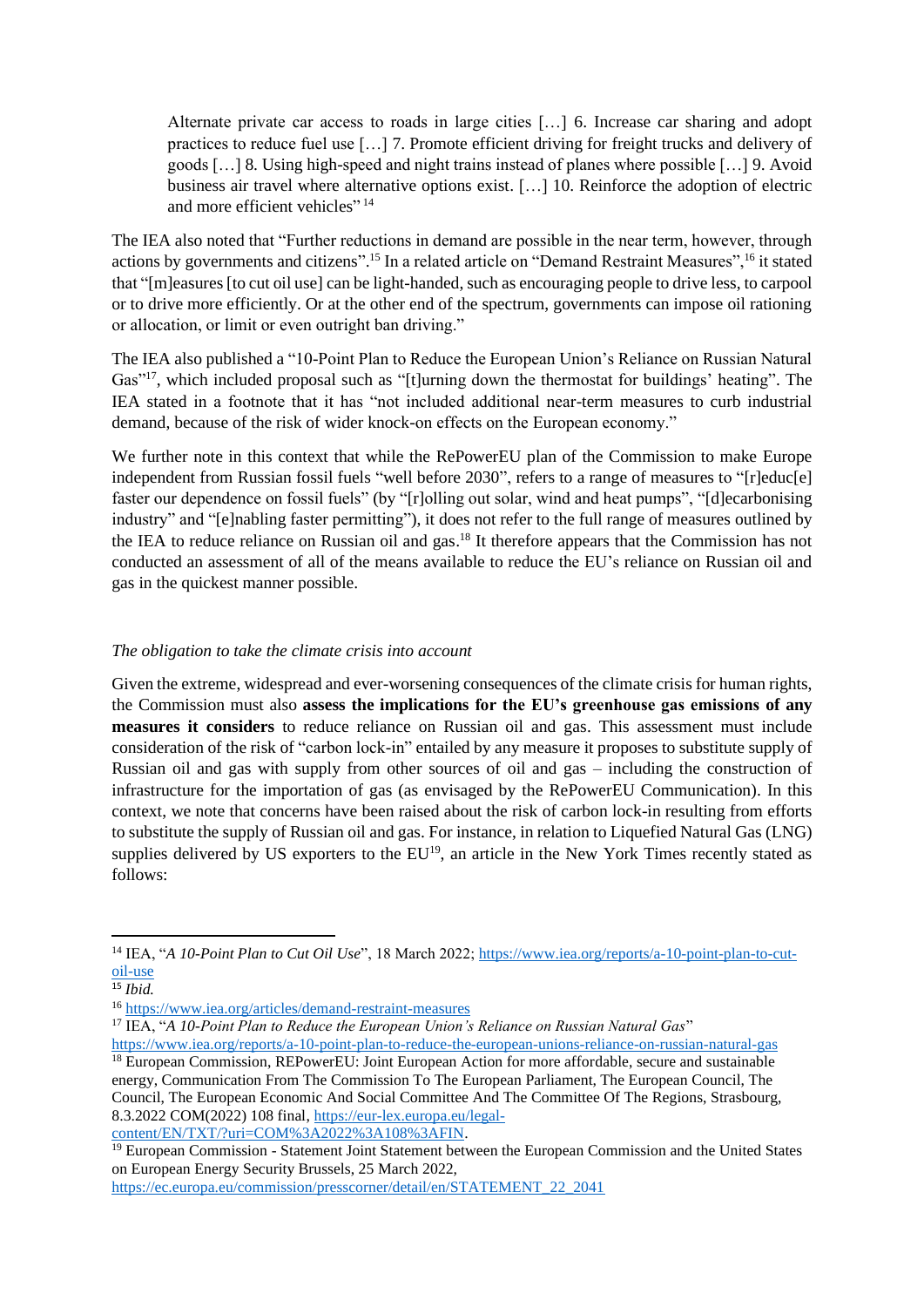> Alternate private car access to roads in large cities […] 6. Increase car sharing and adopt practices to reduce fuel use […] 7. Promote efficient driving for freight trucks and delivery of goods […] 8. Using high-speed and night trains instead of planes where possible […] 9. Avoid business air travel where alternative options exist. […] 10. Reinforce the adoption of electric and more efficient vehicles" [14]

The IEA also noted that "Further reductions in demand are possible in the near term, however, through actions by governments and citizens".[15] In a related article on "Demand Restraint Measures",[16] it stated that "[m]easures [to cut oil use] can be light-handed, such as encouraging people to drive less, to carpool or to drive more efficiently. Or at the other end of the spectrum, governments can impose oil rationing or allocation, or limit or even outright ban driving."

The IEA also published a "10-Point Plan to Reduce the European Union's Reliance on Russian Natural Gas"[17], which included proposal such as "[t]urning down the thermostat for buildings' heating". The IEA stated in a footnote that it has "not included additional near-term measures to curb industrial demand, because of the risk of wider knock-on effects on the European economy."

We further note in this context that while the RePowerEU plan of the Commission to make Europe independent from Russian fossil fuels "well before 2030", refers to a range of measures to "[r]educ[e] faster our dependence on fossil fuels" (by "[r]olling out solar, wind and heat pumps", "[d]ecarbonising industry" and "[e]nabling faster permitting"), it does not refer to the full range of measures outlined by the IEA to reduce reliance on Russian oil and gas.[18] It therefore appears that the Commission has not conducted an assessment of all of the means available to reduce the EU's reliance on Russian oil and gas in the quickest manner possible.

*The obligation to take the climate crisis into account*

Given the extreme, widespread and ever-worsening consequences of the climate crisis for human rights, the Commission must also **assess the implications for the EU's greenhouse gas emissions of any measures it considers** to reduce reliance on Russian oil and gas. This assessment must include consideration of the risk of "carbon lock-in" entailed by any measure it proposes to substitute supply of Russian oil and gas with supply from other sources of oil and gas – including the construction of infrastructure for the importation of gas (as envisaged by the RePowerEU Communication). In this context, we note that concerns have been raised about the risk of carbon lock-in resulting from efforts to substitute the supply of Russian oil and gas. For instance, in relation to Liquefied Natural Gas (LNG) supplies delivered by US exporters to the EU[19], an article in the New York Times recently stated as follows:

---

[14] IEA, "*A 10-Point Plan to Cut Oil Use*", 18 March 2022; https://www.iea.org/reports/a-10-point-plan-to-cut-oil-use

[15] *Ibid.*

[16] https://www.iea.org/articles/demand-restraint-measures

[17] IEA, "*A 10-Point Plan to Reduce the European Union's Reliance on Russian Natural Gas*" https://www.iea.org/reports/a-10-point-plan-to-reduce-the-european-unions-reliance-on-russian-natural-gas

[18] European Commission, REPowerEU: Joint European Action for more affordable, secure and sustainable energy, Communication From The Commission To The European Parliament, The European Council, The Council, The European Economic And Social Committee And The Committee Of The Regions, Strasbourg, 8.3.2022 COM(2022) 108 final, https://eur-lex.europa.eu/legal-content/EN/TXT/?uri=COM%3A2022%3A108%3AFIN.

[19] European Commission - Statement Joint Statement between the European Commission and the United States on European Energy Security Brussels, 25 March 2022, https://ec.europa.eu/commission/presscorner/detail/en/STATEMENT_22_2041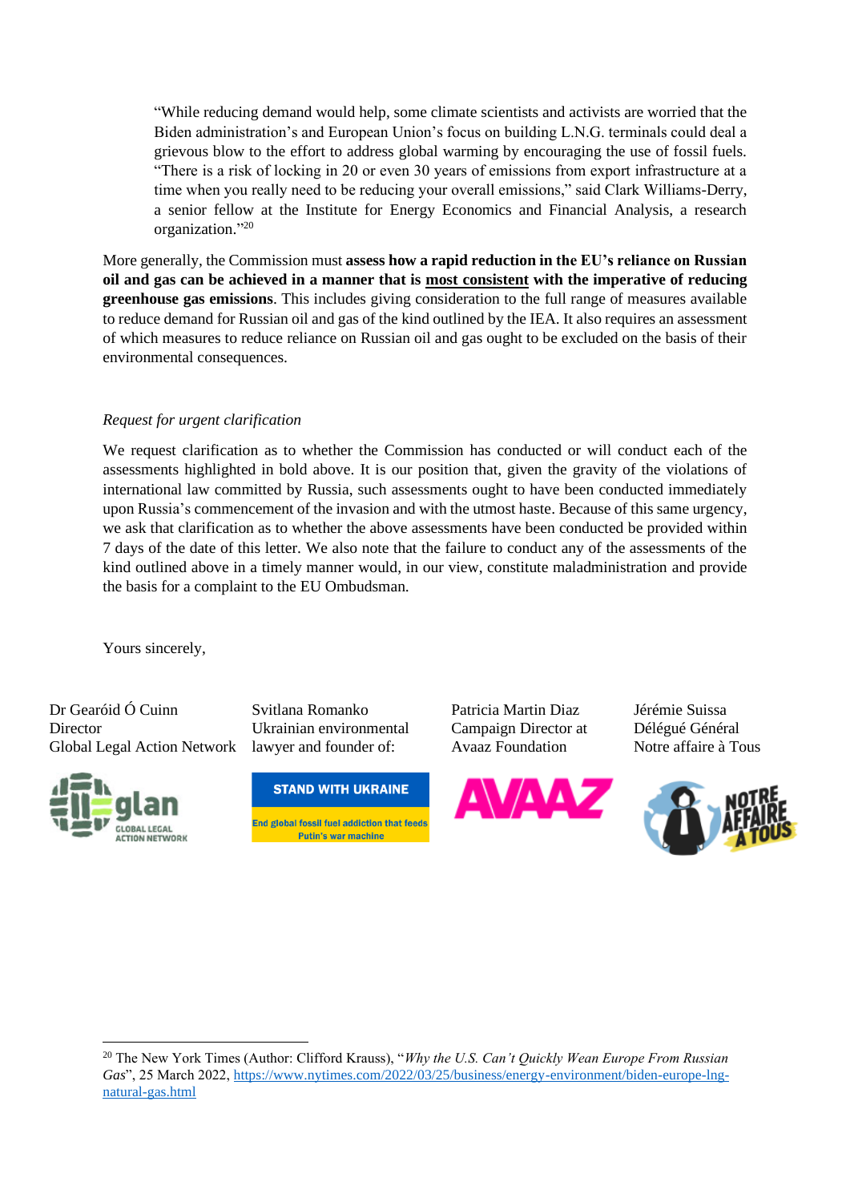> "While reducing demand would help, some climate scientists and activists are worried that the Biden administration's and European Union's focus on building L.N.G. terminals could deal a grievous blow to the effort to address global warming by encouraging the use of fossil fuels. "There is a risk of locking in 20 or even 30 years of emissions from export infrastructure at a time when you really need to be reducing your overall emissions," said Clark Williams-Derry, a senior fellow at the Institute for Energy Economics and Financial Analysis, a research organization."[20]

More generally, the Commission must **assess how a rapid reduction in the EU's reliance on Russian oil and gas can be achieved in a manner that is <u>most consistent</u> with the imperative of reducing greenhouse gas emissions**. This includes giving consideration to the full range of measures available to reduce demand for Russian oil and gas of the kind outlined by the IEA. It also requires an assessment of which measures to reduce reliance on Russian oil and gas ought to be excluded on the basis of their environmental consequences.

*Request for urgent clarification*

We request clarification as to whether the Commission has conducted or will conduct each of the assessments highlighted in bold above. It is our position that, given the gravity of the violations of international law committed by Russia, such assessments ought to have been conducted immediately upon Russia's commencement of the invasion and with the utmost haste. Because of this same urgency, we ask that clarification as to whether the above assessments have been conducted be provided within 7 days of the date of this letter. We also note that the failure to conduct any of the assessments of the kind outlined above in a timely manner would, in our view, constitute maladministration and provide the basis for a complaint to the EU Ombudsman.

Yours sincerely,

Dr Gearóid Ó Cuinn
Director
Global Legal Action Network

Svitlana Romanko
Ukrainian environmental lawyer and founder of:
STAND WITH UKRAINE
End global fossil fuel addiction that feeds Putin's war machine

Patricia Martin Diaz
Campaign Director at
Avaaz Foundation

Jérémie Suissa
Délégué Général
Notre affaire à Tous

---

[20] The New York Times (Author: Clifford Krauss), "*Why the U.S. Can't Quickly Wean Europe From Russian Gas*", 25 March 2022, https://www.nytimes.com/2022/03/25/business/energy-environment/biden-europe-lng-natural-gas.html